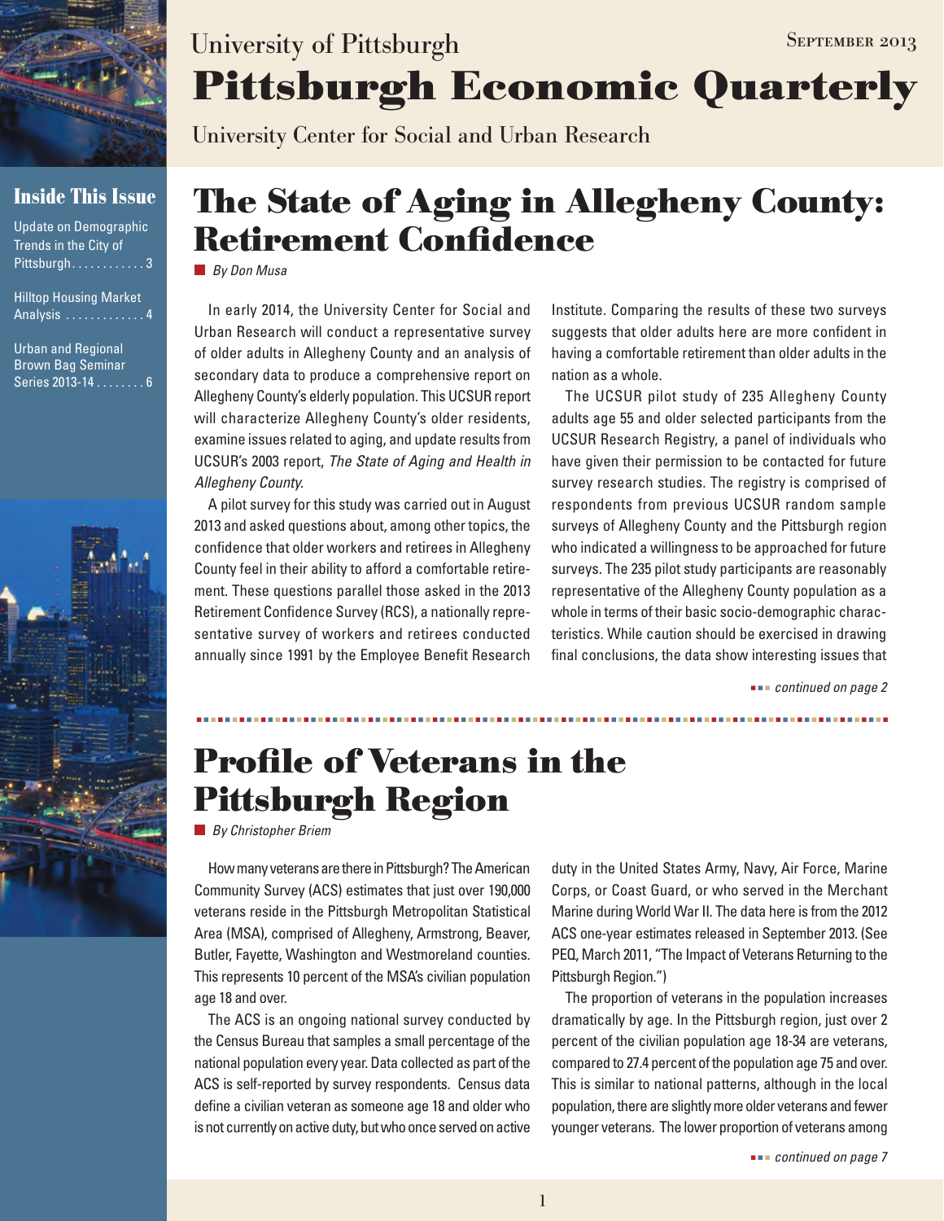University of Pittsburgh

# Pittsburgh Economic Quarterly

University Center for Social and Urban Research

September 2013

## Inside This Issue

Update on Demographic Trends in the City of Pittsburgh . . . . . . . . . . . . 3

Hilltop Housing Market Analysis . . . . . . . . . . . . . 4

Urban and Regional Brown Bag Seminar Series 2013-14 . . . . . . . . 6

## The State of Aging in Allegheny County: Retirement Confidence

*By Don Musa*

In early 2014, the University Center for Social and Urban Research will conduct a representative survey of older adults in Allegheny County and an analysis of secondary data to produce a comprehensive report on Allegheny County's elderly population. This UCSUR report will characterize Allegheny County's older residents, examine issues related to aging, and update results from UCSUR's 2003 report, *The State of Aging and Health in Allegheny County.*

A pilot survey for this study was carried out in August 2013 and asked questions about, among other topics, the confidence that older workers and retirees in Allegheny County feel in their ability to afford a comfortable retirement. These questions parallel those asked in the 2013 Retirement Confidence Survey (RCS), a nationally representative survey of workers and retirees conducted annually since 1991 by the Employee Benefit Research Institute. Comparing the results of these two surveys suggests that older adults here are more confident in having a comfortable retirement than older adults in the nation as a whole.

The UCSUR pilot study of 235 Allegheny County adults age 55 and older selected participants from the UCSUR Research Registry, a panel of individuals who have given their permission to be contacted for future survey research studies. The registry is comprised of respondents from previous UCSUR random sample surveys of Allegheny County and the Pittsburgh region who indicated a willingness to be approached for future surveys. The 235 pilot study participants are reasonably representative of the Allegheny County population as a whole in terms of their basic socio-demographic characteristics. While caution should be exercised in drawing final conclusions, the data show interesting issues that

*continued on page 2*

## Profile of Veterans in the Pittsburgh Region

*By Christopher Briem*

How many veterans are there in Pittsburgh? The American Community Survey (ACS) estimates that just over 190,000 veterans reside in the Pittsburgh Metropolitan Statistical Area (MSA), comprised of Allegheny, Armstrong, Beaver, Butler, Fayette, Washington and Westmoreland counties. This represents 10 percent of the MSA's civilian population age 18 and over.

The ACS is an ongoing national survey conducted by the Census Bureau that samples a small percentage of the national population every year. Data collected as part of the ACS is self-reported by survey respondents. Census data define a civilian veteran as someone age 18 and older who is not currently on active duty, but who once served on active duty in the United States Army, Navy, Air Force, Marine Corps, or Coast Guard, or who served in the Merchant Marine during World War II. The data here is from the 2012 ACS one-year estimates released in September 2013. (See PEQ, March 2011, "The Impact of Veterans Returning to the Pittsburgh Region.")

The proportion of veterans in the population increases dramatically by age. In the Pittsburgh region, just over 2 percent of the civilian population age 18-34 are veterans, compared to 27.4 percent of the population age 75 and over. This is similar to national patterns, although in the local population, there are slightly more older veterans and fewer younger veterans. The lower proportion of veterans among

*continued on page 7*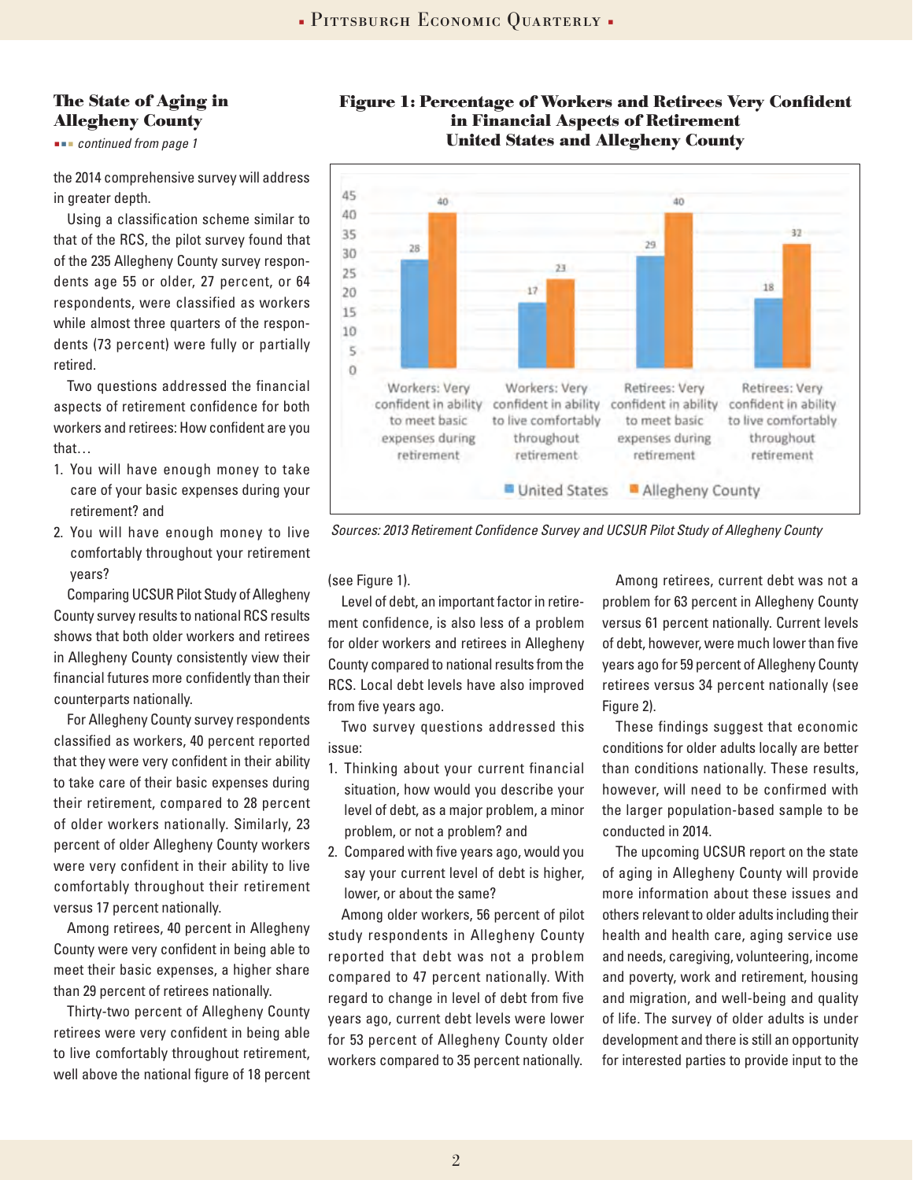## The State of Aging in Allegheny County

*continued from page 1*

the 2014 comprehensive survey will address in greater depth.

Using a classification scheme similar to that of the RCS, the pilot survey found that of the 235 Allegheny County survey respondents age 55 or older, 27 percent, or 64 respondents, were classified as workers while almost three quarters of the respondents (73 percent) were fully or partially retired.

Two questions addressed the financial aspects of retirement confidence for both workers and retirees: How confident are you that…

1. You will have enough money to take care of your basic expenses during your retirement? and
2. You will have enough money to live comfortably throughout your retirement years?

Comparing UCSUR Pilot Study of Allegheny County survey results to national RCS results shows that both older workers and retirees in Allegheny County consistently view their financial futures more confidently than their counterparts nationally.

For Allegheny County survey respondents classified as workers, 40 percent reported that they were very confident in their ability to take care of their basic expenses during their retirement, compared to 28 percent of older workers nationally. Similarly, 23 percent of older Allegheny County workers were very confident in their ability to live comfortably throughout their retirement versus 17 percent nationally.

Among retirees, 40 percent in Allegheny County were very confident in being able to meet their basic expenses, a higher share than 29 percent of retirees nationally.

Thirty-two percent of Allegheny County retirees were very confident in being able to live comfortably throughout retirement, well above the national figure of 18 percent (see Figure 1).

### Figure 1: Percentage of Workers and Retirees Very Confident in Financial Aspects of Retirement United States and Allegheny County

| | United States | Allegheny County |
|---|---|---|
| Workers: Very confident in ability to meet basic expenses during retirement | 28 | 40 |
| Workers: Very confident in ability to live comfortably throughout retirement | 17 | 23 |
| Retirees: Very confident in ability to meet basic expenses during retirement | 29 | 40 |
| Retirees: Very confident in ability to live comfortably throughout retirement | 18 | 32 |

*Sources: 2013 Retirement Confidence Survey and UCSUR Pilot Study of Allegheny County*

Level of debt, an important factor in retirement confidence, is also less of a problem for older workers and retirees in Allegheny County compared to national results from the RCS. Local debt levels have also improved from five years ago.

Two survey questions addressed this issue:

1. Thinking about your current financial situation, how would you describe your level of debt, as a major problem, a minor problem, or not a problem? and
2. Compared with five years ago, would you say your current level of debt is higher, lower, or about the same?

Among older workers, 56 percent of pilot study respondents in Allegheny County reported that debt was not a problem compared to 47 percent nationally. With regard to change in level of debt from five years ago, current debt levels were lower for 53 percent of Allegheny County older workers compared to 35 percent nationally.

Among retirees, current debt was not a problem for 63 percent in Allegheny County versus 61 percent nationally. Current levels of debt, however, were much lower than five years ago for 59 percent of Allegheny County retirees versus 34 percent nationally (see Figure 2).

These findings suggest that economic conditions for older adults locally are better than conditions nationally. These results, however, will need to be confirmed with the larger population-based sample to be conducted in 2014.

The upcoming UCSUR report on the state of aging in Allegheny County will provide more information about these issues and others relevant to older adults including their health and health care, aging service use and needs, caregiving, volunteering, income and poverty, work and retirement, housing and migration, and well-being and quality of life. The survey of older adults is under development and there is still an opportunity for interested parties to provide input to the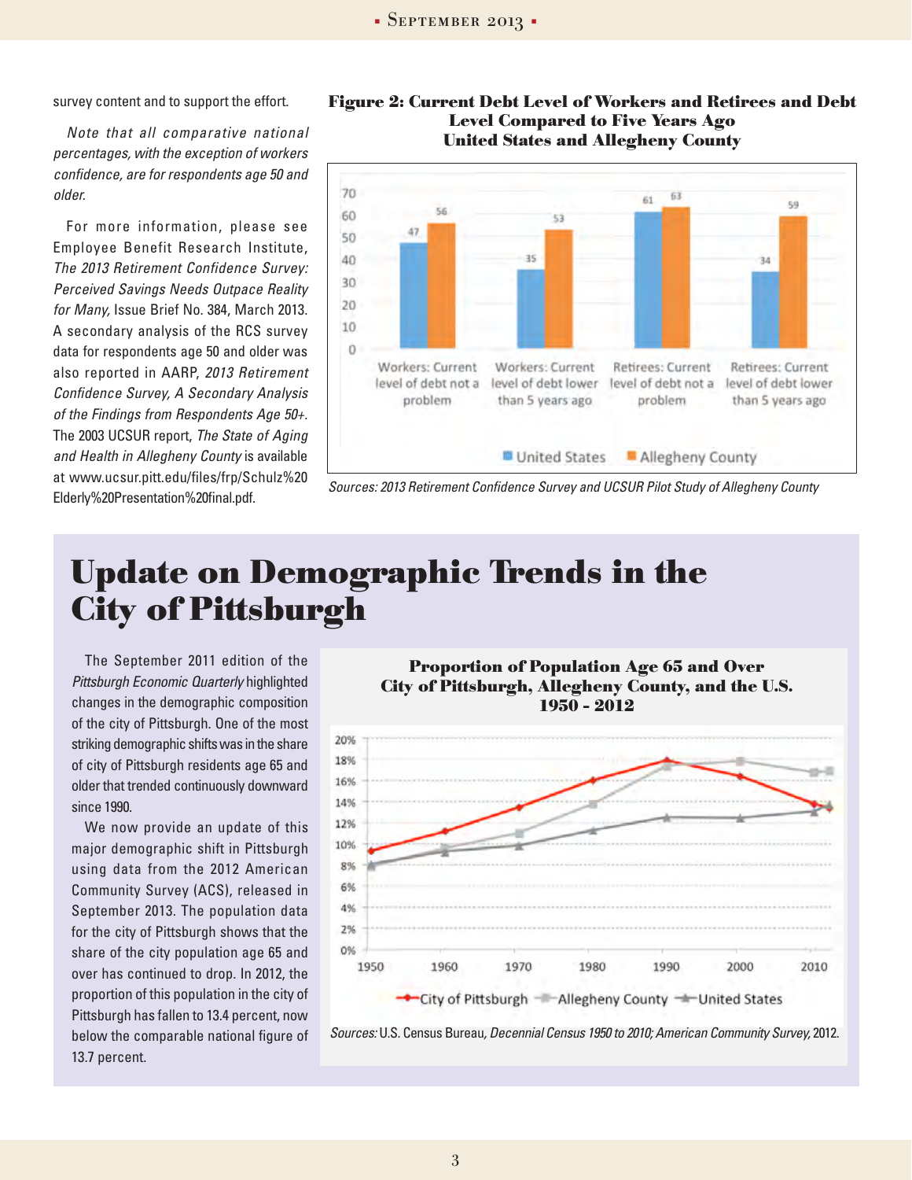survey content and to support the effort.

*Note that all comparative national percentages, with the exception of workers confidence, are for respondents age 50 and older.*

For more information, please see Employee Benefit Research Institute, *The 2013 Retirement Confidence Survey: Perceived Savings Needs Outpace Reality for Many,* Issue Brief No. 384, March 2013. A secondary analysis of the RCS survey data for respondents age 50 and older was also reported in AARP, *2013 Retirement Confidence Survey, A Secondary Analysis of the Findings from Respondents Age 50+.* The 2003 UCSUR report, *The State of Aging and Health in Allegheny County* is available at www.ucsur.pitt.edu/files/frp/Schulz%20Elderly%20Presentation%20final.pdf.

**Figure 2: Current Debt Level of Workers and Retirees and Debt Level Compared to Five Years Ago United States and Allegheny County**

| | United States | Allegheny County |
|---|---|---|
| Workers: Current level of debt not a problem | 47 | 56 |
| Workers: Current level of debt lower than 5 years ago | 35 | 53 |
| Retirees: Current level of debt not a problem | 61 | 63 |
| Retirees: Current level of debt lower than 5 years ago | 34 | 59 |

*Sources: 2013 Retirement Confidence Survey and UCSUR Pilot Study of Allegheny County*

# Update on Demographic Trends in the City of Pittsburgh

The September 2011 edition of the *Pittsburgh Economic Quarterly* highlighted changes in the demographic composition of the city of Pittsburgh. One of the most striking demographic shifts was in the share of city of Pittsburgh residents age 65 and older that trended continuously downward since 1990.

We now provide an update of this major demographic shift in Pittsburgh using data from the 2012 American Community Survey (ACS), released in September 2013. The population data for the city of Pittsburgh shows that the share of the city population age 65 and over has continued to drop. In 2012, the proportion of this population in the city of Pittsburgh has fallen to 13.4 percent, now below the comparable national figure of 13.7 percent.

**Proportion of Population Age 65 and Over City of Pittsburgh, Allegheny County, and the U.S. 1950 - 2012**

*Sources:* U.S. Census Bureau, *Decennial Census 1950 to 2010; American Community Survey,* 2012.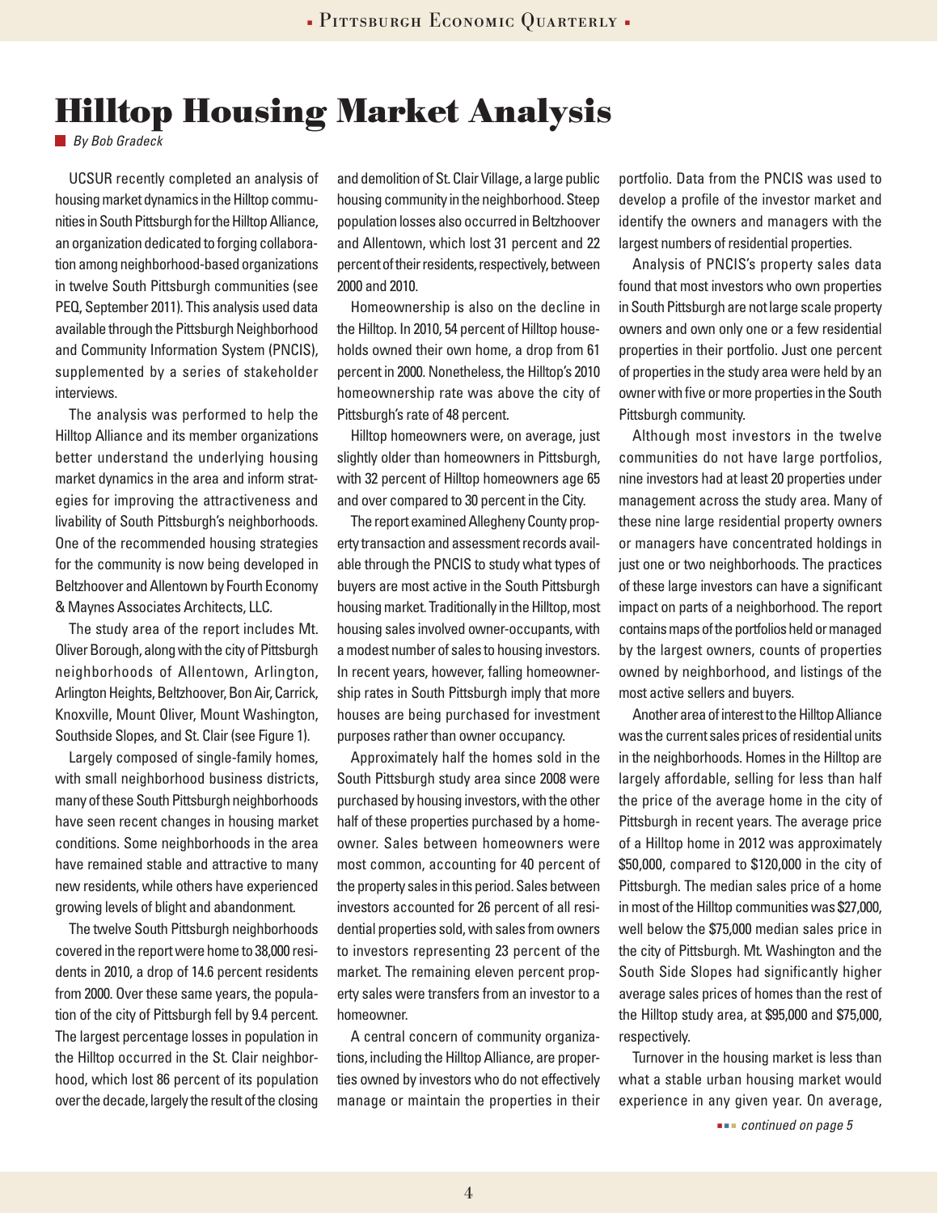# Hilltop Housing Market Analysis

*By Bob Gradeck*

UCSUR recently completed an analysis of housing market dynamics in the Hilltop communities in South Pittsburgh for the Hilltop Alliance, an organization dedicated to forging collaboration among neighborhood-based organizations in twelve South Pittsburgh communities (see PEQ, September 2011). This analysis used data available through the Pittsburgh Neighborhood and Community Information System (PNCIS), supplemented by a series of stakeholder interviews.

The analysis was performed to help the Hilltop Alliance and its member organizations better understand the underlying housing market dynamics in the area and inform strategies for improving the attractiveness and livability of South Pittsburgh's neighborhoods. One of the recommended housing strategies for the community is now being developed in Beltzhoover and Allentown by Fourth Economy & Maynes Associates Architects, LLC.

The study area of the report includes Mt. Oliver Borough, along with the city of Pittsburgh neighborhoods of Allentown, Arlington, Arlington Heights, Beltzhoover, Bon Air, Carrick, Knoxville, Mount Oliver, Mount Washington, Southside Slopes, and St. Clair (see Figure 1).

Largely composed of single-family homes, with small neighborhood business districts, many of these South Pittsburgh neighborhoods have seen recent changes in housing market conditions. Some neighborhoods in the area have remained stable and attractive to many new residents, while others have experienced growing levels of blight and abandonment.

The twelve South Pittsburgh neighborhoods covered in the report were home to 38,000 residents in 2010, a drop of 14.6 percent residents from 2000. Over these same years, the population of the city of Pittsburgh fell by 9.4 percent. The largest percentage losses in population in the Hilltop occurred in the St. Clair neighborhood, which lost 86 percent of its population over the decade, largely the result of the closing and demolition of St. Clair Village, a large public housing community in the neighborhood. Steep population losses also occurred in Beltzhoover and Allentown, which lost 31 percent and 22 percent of their residents, respectively, between 2000 and 2010.

Homeownership is also on the decline in the Hilltop. In 2010, 54 percent of Hilltop households owned their own home, a drop from 61 percent in 2000. Nonetheless, the Hilltop's 2010 homeownership rate was above the city of Pittsburgh's rate of 48 percent.

Hilltop homeowners were, on average, just slightly older than homeowners in Pittsburgh, with 32 percent of Hilltop homeowners age 65 and over compared to 30 percent in the City.

The report examined Allegheny County property transaction and assessment records available through the PNCIS to study what types of buyers are most active in the South Pittsburgh housing market. Traditionally in the Hilltop, most housing sales involved owner-occupants, with a modest number of sales to housing investors. In recent years, however, falling homeownership rates in South Pittsburgh imply that more houses are being purchased for investment purposes rather than owner occupancy.

Approximately half the homes sold in the South Pittsburgh study area since 2008 were purchased by housing investors, with the other half of these properties purchased by a homeowner. Sales between homeowners were most common, accounting for 40 percent of the property sales in this period. Sales between investors accounted for 26 percent of all residential properties sold, with sales from owners to investors representing 23 percent of the market. The remaining eleven percent property sales were transfers from an investor to a homeowner.

A central concern of community organizations, including the Hilltop Alliance, are properties owned by investors who do not effectively manage or maintain the properties in their portfolio. Data from the PNCIS was used to develop a profile of the investor market and identify the owners and managers with the largest numbers of residential properties.

Analysis of PNCIS's property sales data found that most investors who own properties in South Pittsburgh are not large scale property owners and own only one or a few residential properties in their portfolio. Just one percent of properties in the study area were held by an owner with five or more properties in the South Pittsburgh community.

Although most investors in the twelve communities do not have large portfolios, nine investors had at least 20 properties under management across the study area. Many of these nine large residential property owners or managers have concentrated holdings in just one or two neighborhoods. The practices of these large investors can have a significant impact on parts of a neighborhood. The report contains maps of the portfolios held or managed by the largest owners, counts of properties owned by neighborhood, and listings of the most active sellers and buyers.

Another area of interest to the Hilltop Alliance was the current sales prices of residential units in the neighborhoods. Homes in the Hilltop are largely affordable, selling for less than half the price of the average home in the city of Pittsburgh in recent years. The average price of a Hilltop home in 2012 was approximately \$50,000, compared to \$120,000 in the city of Pittsburgh. The median sales price of a home in most of the Hilltop communities was \$27,000, well below the \$75,000 median sales price in the city of Pittsburgh. Mt. Washington and the South Side Slopes had significantly higher average sales prices of homes than the rest of the Hilltop study area, at \$95,000 and \$75,000, respectively.

Turnover in the housing market is less than what a stable urban housing market would experience in any given year. On average,

*continued on page 5*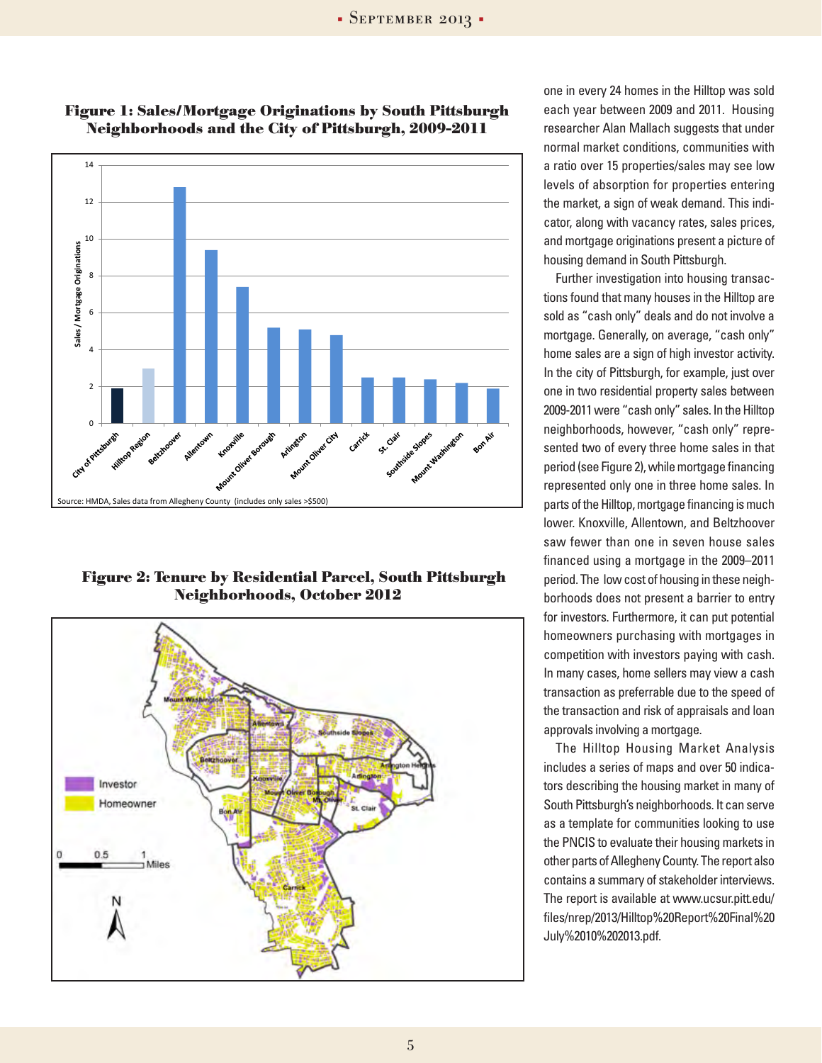**Figure 1: Sales/Mortgage Originations by South Pittsburgh Neighborhoods and the City of Pittsburgh, 2009-2011**

Source: HMDA, Sales data from Allegheny County (includes only sales >$500)

**Figure 2: Tenure by Residential Parcel, South Pittsburgh Neighborhoods, October 2012**

one in every 24 homes in the Hilltop was sold each year between 2009 and 2011. Housing researcher Alan Mallach suggests that under normal market conditions, communities with a ratio over 15 properties/sales may see low levels of absorption for properties entering the market, a sign of weak demand. This indicator, along with vacancy rates, sales prices, and mortgage originations present a picture of housing demand in South Pittsburgh.

Further investigation into housing transactions found that many houses in the Hilltop are sold as "cash only" deals and do not involve a mortgage. Generally, on average, "cash only" home sales are a sign of high investor activity. In the city of Pittsburgh, for example, just over one in two residential property sales between 2009-2011 were "cash only" sales. In the Hilltop neighborhoods, however, "cash only" represented two of every three home sales in that period (see Figure 2), while mortgage financing represented only one in three home sales. In parts of the Hilltop, mortgage financing is much lower. Knoxville, Allentown, and Beltzhoover saw fewer than one in seven house sales financed using a mortgage in the 2009–2011 period. The low cost of housing in these neighborhoods does not present a barrier to entry for investors. Furthermore, it can put potential homeowners purchasing with mortgages in competition with investors paying with cash. In many cases, home sellers may view a cash transaction as preferrable due to the speed of the transaction and risk of appraisals and loan approvals involving a mortgage.

The Hilltop Housing Market Analysis includes a series of maps and over 50 indicators describing the housing market in many of South Pittsburgh's neighborhoods. It can serve as a template for communities looking to use the PNCIS to evaluate their housing markets in other parts of Allegheny County. The report also contains a summary of stakeholder interviews. The report is available at www.ucsur.pitt.edu/files/nrep/2013/Hilltop%20Report%20Final%20July%2010%202013.pdf.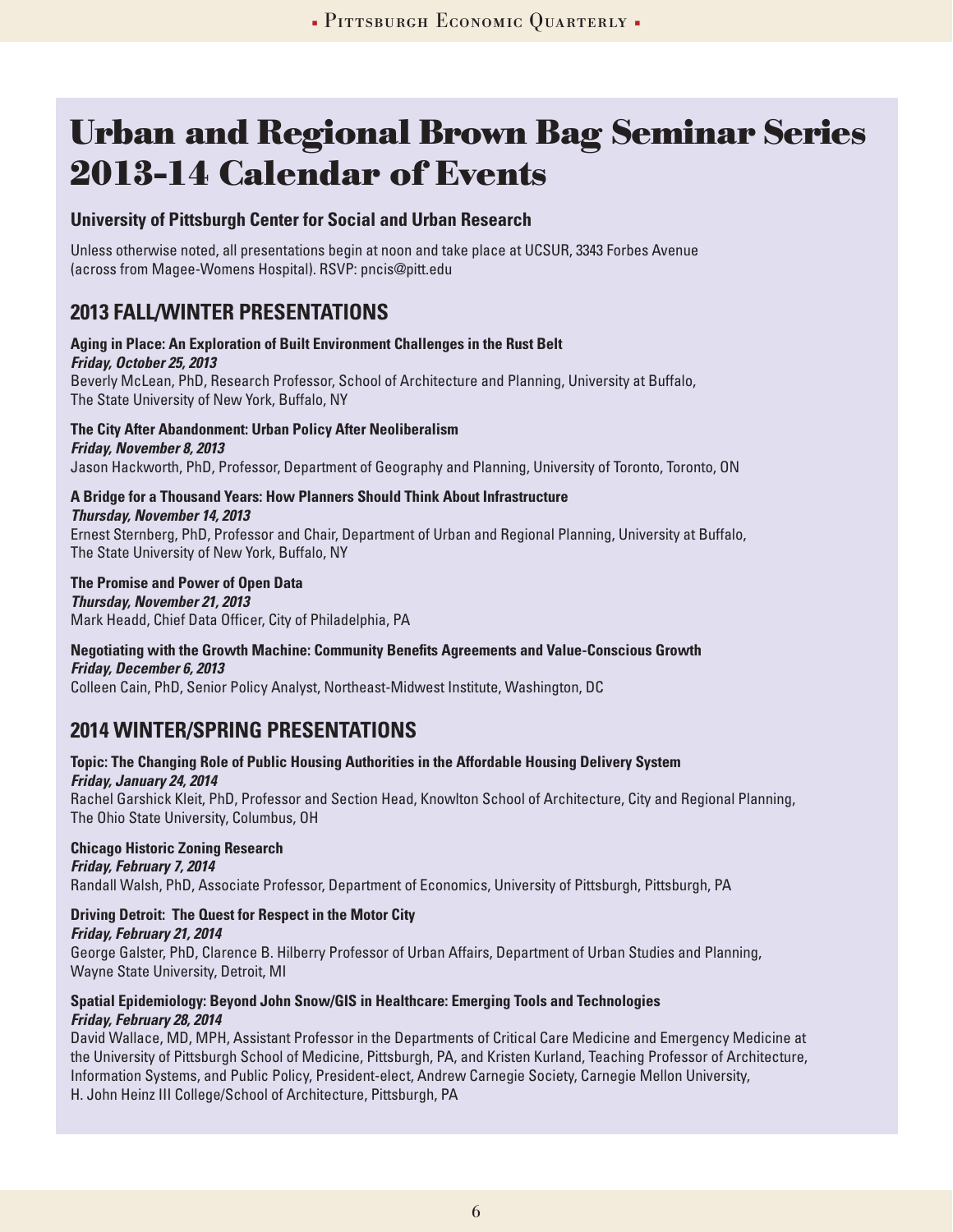# Urban and Regional Brown Bag Seminar Series 2013-14 Calendar of Events

### University of Pittsburgh Center for Social and Urban Research

Unless otherwise noted, all presentations begin at noon and take place at UCSUR, 3343 Forbes Avenue (across from Magee-Womens Hospital). RSVP: pncis@pitt.edu

## 2013 FALL/WINTER PRESENTATIONS

**Aging in Place: An Exploration of Built Environment Challenges in the Rust Belt**
***Friday, October 25, 2013***
Beverly McLean, PhD, Research Professor, School of Architecture and Planning, University at Buffalo, The State University of New York, Buffalo, NY

**The City After Abandonment: Urban Policy After Neoliberalism**
***Friday, November 8, 2013***
Jason Hackworth, PhD, Professor, Department of Geography and Planning, University of Toronto, Toronto, ON

**A Bridge for a Thousand Years: How Planners Should Think About Infrastructure**
***Thursday, November 14, 2013***
Ernest Sternberg, PhD, Professor and Chair, Department of Urban and Regional Planning, University at Buffalo, The State University of New York, Buffalo, NY

**The Promise and Power of Open Data**
***Thursday, November 21, 2013***
Mark Headd, Chief Data Officer, City of Philadelphia, PA

**Negotiating with the Growth Machine: Community Benefits Agreements and Value-Conscious Growth**
***Friday, December 6, 2013***
Colleen Cain, PhD, Senior Policy Analyst, Northeast-Midwest Institute, Washington, DC

## 2014 WINTER/SPRING PRESENTATIONS

**Topic: The Changing Role of Public Housing Authorities in the Affordable Housing Delivery System**
***Friday, January 24, 2014***
Rachel Garshick Kleit, PhD, Professor and Section Head, Knowlton School of Architecture, City and Regional Planning, The Ohio State University, Columbus, OH

**Chicago Historic Zoning Research**
***Friday, February 7, 2014***
Randall Walsh, PhD, Associate Professor, Department of Economics, University of Pittsburgh, Pittsburgh, PA

**Driving Detroit: The Quest for Respect in the Motor City**
***Friday, February 21, 2014***
George Galster, PhD, Clarence B. Hilberry Professor of Urban Affairs, Department of Urban Studies and Planning, Wayne State University, Detroit, MI

**Spatial Epidemiology: Beyond John Snow/GIS in Healthcare: Emerging Tools and Technologies**
***Friday, February 28, 2014***
David Wallace, MD, MPH, Assistant Professor in the Departments of Critical Care Medicine and Emergency Medicine at the University of Pittsburgh School of Medicine, Pittsburgh, PA, and Kristen Kurland, Teaching Professor of Architecture, Information Systems, and Public Policy, President-elect, Andrew Carnegie Society, Carnegie Mellon University, H. John Heinz III College/School of Architecture, Pittsburgh, PA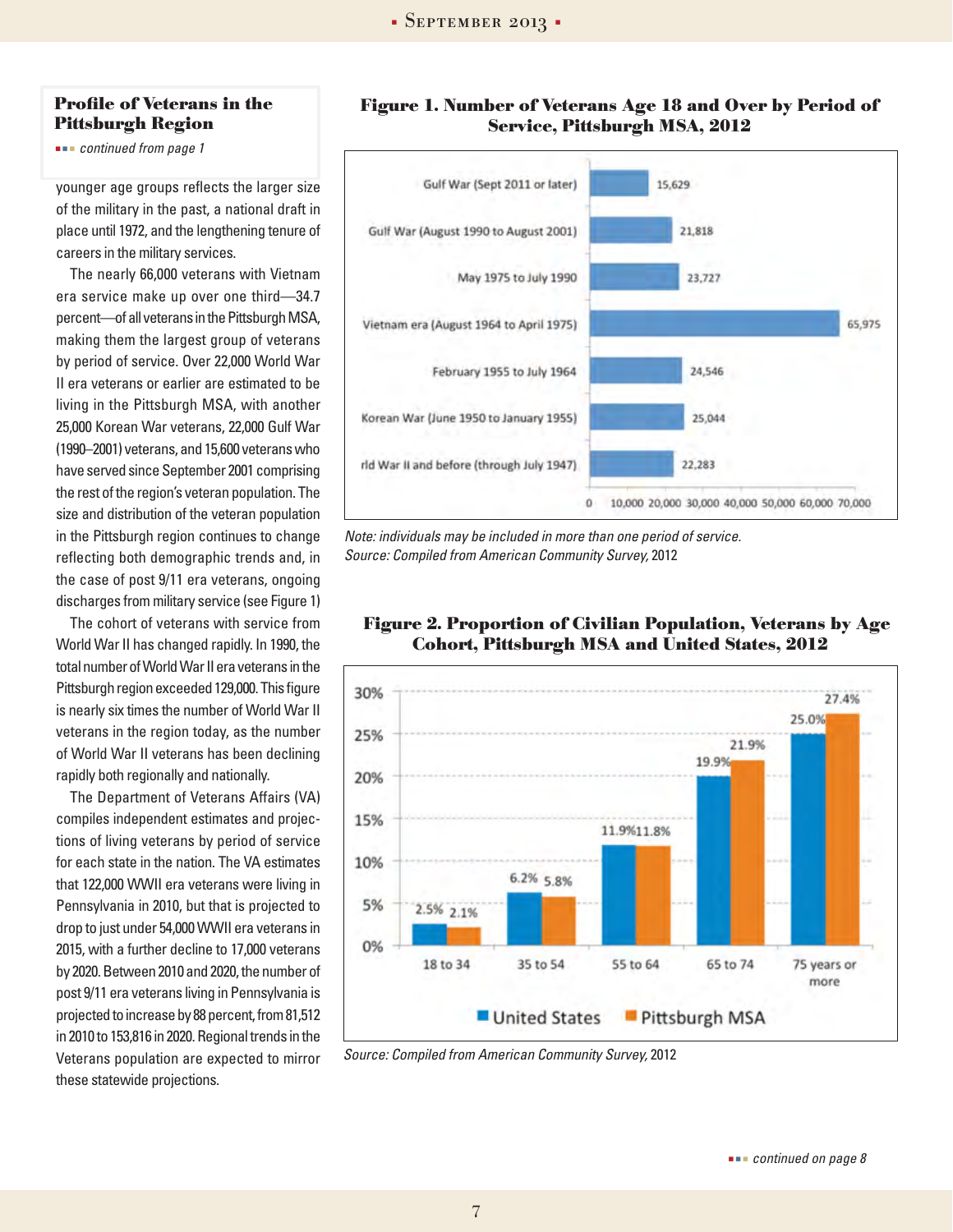## Profile of Veterans in the Pittsburgh Region

*continued from page 1*

younger age groups reflects the larger size of the military in the past, a national draft in place until 1972, and the lengthening tenure of careers in the military services.

The nearly 66,000 veterans with Vietnam era service make up over one third—34.7 percent—of all veterans in the Pittsburgh MSA, making them the largest group of veterans by period of service. Over 22,000 World War II era veterans or earlier are estimated to be living in the Pittsburgh MSA, with another 25,000 Korean War veterans, 22,000 Gulf War (1990–2001) veterans, and 15,600 veterans who have served since September 2001 comprising the rest of the region's veteran population. The size and distribution of the veteran population in the Pittsburgh region continues to change reflecting both demographic trends and, in the case of post 9/11 era veterans, ongoing discharges from military service (see Figure 1)

The cohort of veterans with service from World War II has changed rapidly. In 1990, the total number of World War II era veterans in the Pittsburgh region exceeded 129,000. This figure is nearly six times the number of World War II veterans in the region today, as the number of World War II veterans has been declining rapidly both regionally and nationally.

The Department of Veterans Affairs (VA) compiles independent estimates and projections of living veterans by period of service for each state in the nation. The VA estimates that 122,000 WWII era veterans were living in Pennsylvania in 2010, but that is projected to drop to just under 54,000 WWII era veterans in 2015, with a further decline to 17,000 veterans by 2020. Between 2010 and 2020, the number of post 9/11 era veterans living in Pennsylvania is projected to increase by 88 percent, from 81,512 in 2010 to 153,816 in 2020. Regional trends in the Veterans population are expected to mirror these statewide projections.

### Figure 1. Number of Veterans Age 18 and Over by Period of Service, Pittsburgh MSA, 2012

| Period of Service | Number of Veterans |
|---|---|
| Gulf War (Sept 2011 or later) | 15,629 |
| Gulf War (August 1990 to August 2001) | 21,818 |
| May 1975 to July 1990 | 23,727 |
| Vietnam era (August 1964 to April 1975) | 65,975 |
| February 1955 to July 1964 | 24,546 |
| Korean War (June 1950 to January 1955) | 25,044 |
| World War II and before (through July 1947) | 22,283 |

*Note: individuals may be included in more than one period of service.*
*Source: Compiled from American Community Survey,* 2012

### Figure 2. Proportion of Civilian Population, Veterans by Age Cohort, Pittsburgh MSA and United States, 2012

| Age Cohort | United States | Pittsburgh MSA |
|---|---|---|
| 18 to 34 | 2.5% | 2.1% |
| 35 to 54 | 6.2% | 5.8% |
| 55 to 64 | 11.9% | 11.8% |
| 65 to 74 | 19.9% | 21.9% |
| 75 years or more | 25.0% | 27.4% |

*Source: Compiled from American Community Survey,* 2012

*continued on page 8*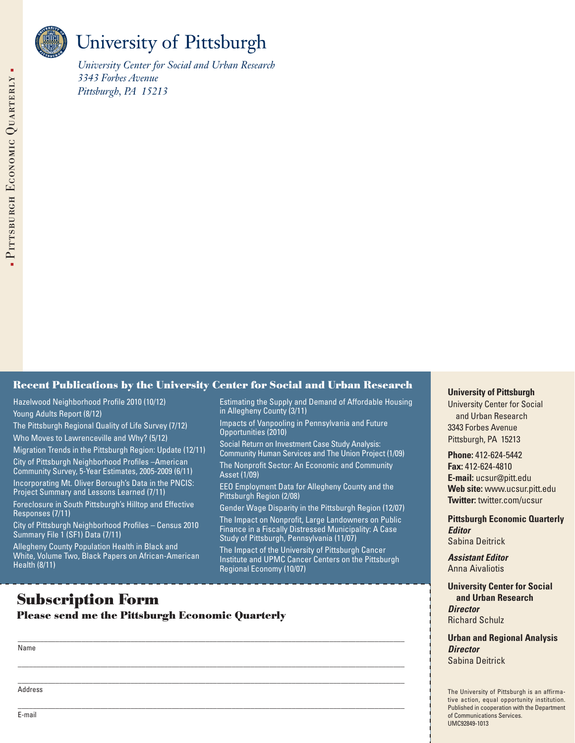# University of Pittsburgh

*University Center for Social and Urban Research*
*3343 Forbes Avenue*
*Pittsburgh, PA 15213*

## Recent Publications by the University Center for Social and Urban Research

Hazelwood Neighborhood Profile 2010 (10/12)

Young Adults Report (8/12)

The Pittsburgh Regional Quality of Life Survey (7/12)

Who Moves to Lawrenceville and Why? (5/12)

Migration Trends in the Pittsburgh Region: Update (12/11)

City of Pittsburgh Neighborhood Profiles –American Community Survey, 5-Year Estimates, 2005-2009 (6/11)

Incorporating Mt. Oliver Borough's Data in the PNCIS: Project Summary and Lessons Learned (7/11)

Foreclosure in South Pittsburgh's Hilltop and Effective Responses (7/11)

City of Pittsburgh Neighborhood Profiles – Census 2010 Summary File 1 (SF1) Data (7/11)

Allegheny County Population Health in Black and White, Volume Two, Black Papers on African-American Health (8/11)

Estimating the Supply and Demand of Affordable Housing in Allegheny County (3/11)

Impacts of Vanpooling in Pennsylvania and Future Opportunities (2010)

Social Return on Investment Case Study Analysis: Community Human Services and The Union Project (1/09)

The Nonprofit Sector: An Economic and Community Asset (1/09)

EEO Employment Data for Allegheny County and the Pittsburgh Region (2/08)

Gender Wage Disparity in the Pittsburgh Region (12/07)

The Impact on Nonprofit, Large Landowners on Public Finance in a Fiscally Distressed Municipality: A Case Study of Pittsburgh, Pennsylvania (11/07)

The Impact of the University of Pittsburgh Cancer Institute and UPMC Cancer Centers on the Pittsburgh Regional Economy (10/07)

## Subscription Form

**Please send me the Pittsburgh Economic Quarterly**

Name ______________________________

Address ______________________________

______________________________

E-mail ______________________________

**University of Pittsburgh**
University Center for Social and Urban Research
3343 Forbes Avenue
Pittsburgh, PA 15213

**Phone:** 412-624-5442
**Fax:** 412-624-4810
**E-mail:** ucsur@pitt.edu
**Web site:** www.ucsur.pitt.edu
**Twitter:** twitter.com/ucsur

**Pittsburgh Economic Quarterly**
***Editor***
Sabina Deitrick

***Assistant Editor***
Anna Aivaliotis

**University Center for Social and Urban Research**
***Director***
Richard Schulz

**Urban and Regional Analysis**
***Director***
Sabina Deitrick

The University of Pittsburgh is an affirmative action, equal opportunity institution. Published in cooperation with the Department of Communications Services. UMC92849-1013